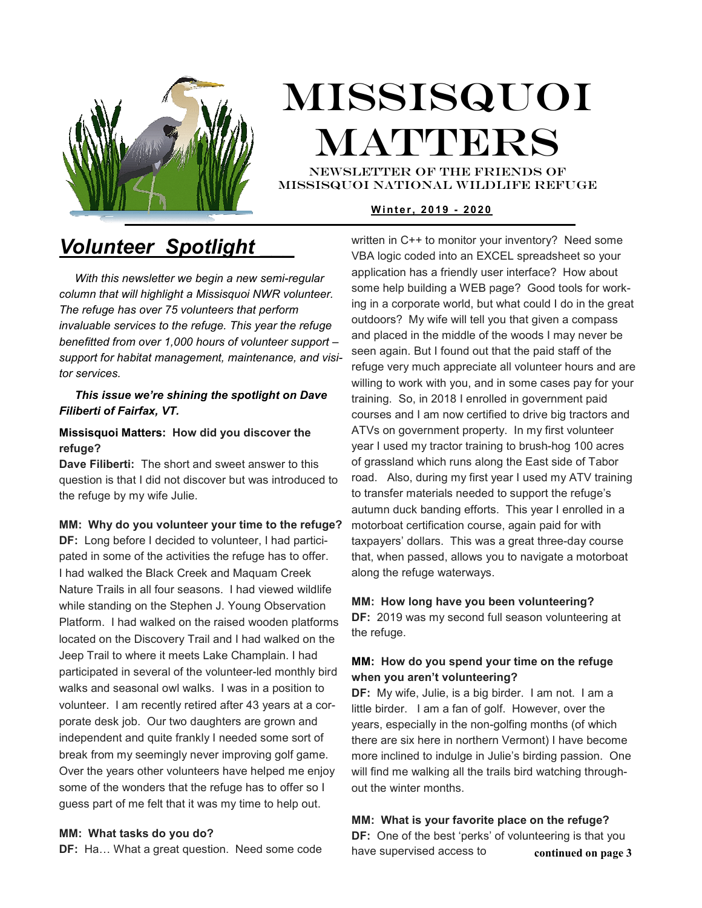# MISSISQUOI MATTERS

NEWSLETTER OF THE FRIENDS OF MISSISQUOI NATIONAL WILDLIFE REFUGE

**Winter, 2019 - 2020**

## *Volunteer Spotlight*

*With this newsletter we begin a new semi-regular column that will highlight a Missisquoi NWR volunteer. The refuge has over 75 volunteers that perform invaluable services to the refuge. This year the refuge benefitted from over 1,000 hours of volunteer support – support for habitat management, maintenance, and visitor services.*

***This issue we're shining the spotlight on Dave Filiberti of Fairfax, VT.***

**Missisquoi Matters: How did you discover the refuge?**

**Dave Filiberti:** The short and sweet answer to this question is that I did not discover but was introduced to the refuge by my wife Julie.

**MM: Why do you volunteer your time to the refuge?**

**DF:** Long before I decided to volunteer, I had participated in some of the activities the refuge has to offer. I had walked the Black Creek and Maquam Creek Nature Trails in all four seasons. I had viewed wildlife while standing on the Stephen J. Young Observation Platform. I had walked on the raised wooden platforms located on the Discovery Trail and I had walked on the Jeep Trail to where it meets Lake Champlain. I had participated in several of the volunteer-led monthly bird walks and seasonal owl walks. I was in a position to volunteer. I am recently retired after 43 years at a corporate desk job. Our two daughters are grown and independent and quite frankly I needed some sort of break from my seemingly never improving golf game. Over the years other volunteers have helped me enjoy some of the wonders that the refuge has to offer so I guess part of me felt that it was my time to help out.

**MM: What tasks do you do?**

**DF:** Ha… What a great question. Need some code written in C++ to monitor your inventory? Need some VBA logic coded into an EXCEL spreadsheet so your application has a friendly user interface? How about some help building a WEB page? Good tools for working in a corporate world, but what could I do in the great outdoors? My wife will tell you that given a compass and placed in the middle of the woods I may never be seen again. But I found out that the paid staff of the refuge very much appreciate all volunteer hours and are willing to work with you, and in some cases pay for your training. So, in 2018 I enrolled in government paid courses and I am now certified to drive big tractors and ATVs on government property. In my first volunteer year I used my tractor training to brush-hog 100 acres of grassland which runs along the East side of Tabor road. Also, during my first year I used my ATV training to transfer materials needed to support the refuge's autumn duck banding efforts. This year I enrolled in a motorboat certification course, again paid for with taxpayers' dollars. This was a great three-day course that, when passed, allows you to navigate a motorboat along the refuge waterways.

**MM: How long have you been volunteering?**

**DF:** 2019 was my second full season volunteering at the refuge.

**MM: How do you spend your time on the refuge when you aren't volunteering?**

**DF:** My wife, Julie, is a big birder. I am not. I am a little birder. I am a fan of golf. However, over the years, especially in the non-golfing months (of which there are six here in northern Vermont) I have become more inclined to indulge in Julie's birding passion. One will find me walking all the trails bird watching throughout the winter months.

**MM: What is your favorite place on the refuge?**

**DF:** One of the best 'perks' of volunteering is that you have supervised access to **continued on page 3**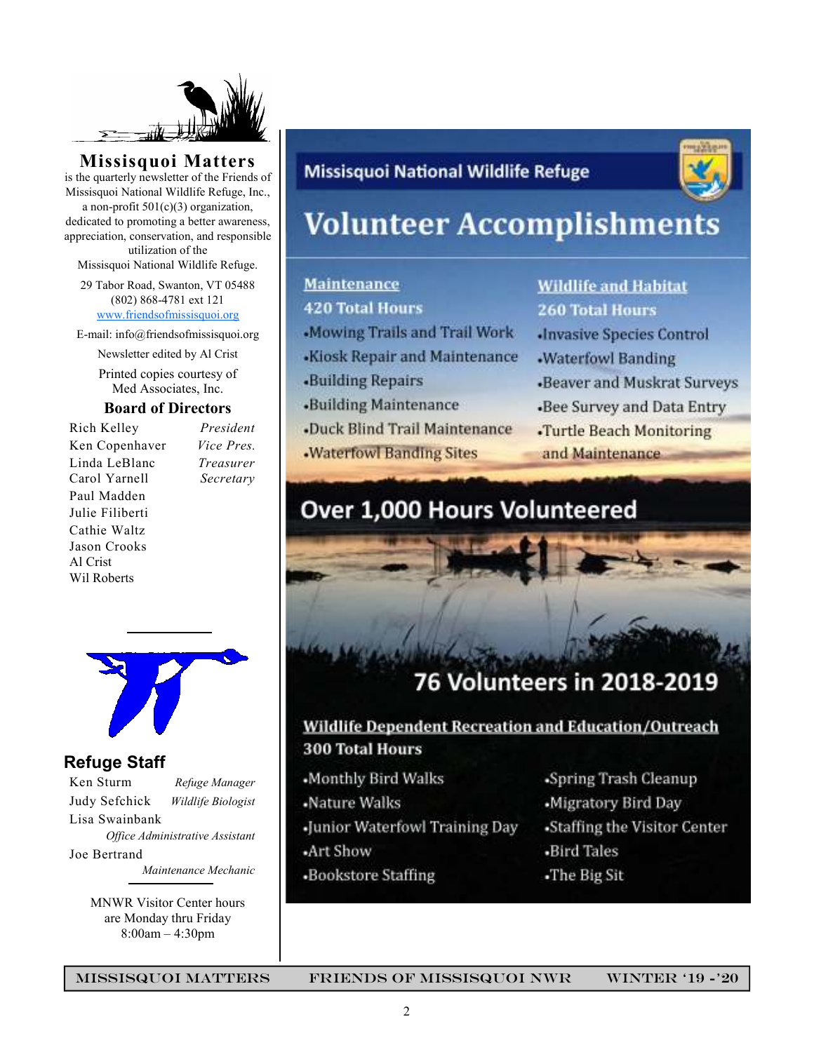## Missisquoi Matters

is the quarterly newsletter of the Friends of Missisquoi National Wildlife Refuge, Inc., a non-profit 501(c)(3) organization, dedicated to promoting a better awareness, appreciation, conservation, and responsible utilization of the Missisquoi National Wildlife Refuge.

29 Tabor Road, Swanton, VT 05488
(802) 868-4781 ext 121
www.friendsofmissisquoi.org

E-mail: info@friendsofmissisquoi.org

Newsletter edited by Al Crist

Printed copies courtesy of Med Associates, Inc.

### Board of Directors

| | |
|---|---|
| Rich Kelley | *President* |
| Ken Copenhaver | *Vice Pres.* |
| Linda LeBlanc | *Treasurer* |
| Carol Yarnell | *Secretary* |
| Paul Madden | |
| Julie Filiberti | |
| Cathie Waltz | |
| Jason Crooks | |
| Al Crist | |
| Wil Roberts | |

### Refuge Staff

| | |
|---|---|
| Ken Sturm | *Refuge Manager* |
| Judy Sefchick | *Wildlife Biologist* |
| Lisa Swainbank | *Office Administrative Assistant* |
| Joe Bertrand | *Maintenance Mechanic* |

MNWR Visitor Center hours are Monday thru Friday 8:00am – 4:30pm

---

## Missisquoi National Wildlife Refuge

# Volunteer Accomplishments

### Maintenance
**420 Total Hours**
- Mowing Trails and Trail Work
- Kiosk Repair and Maintenance
- Building Repairs
- Building Maintenance
- Duck Blind Trail Maintenance
- Waterfowl Banding Sites

### Wildlife and Habitat
**260 Total Hours**
- Invasive Species Control
- Waterfowl Banding
- Beaver and Muskrat Surveys
- Bee Survey and Data Entry
- Turtle Beach Monitoring and Maintenance

## Over 1,000 Hours Volunteered

## 76 Volunteers in 2018-2019

### Wildlife Dependent Recreation and Education/Outreach
**300 Total Hours**
- Monthly Bird Walks
- Nature Walks
- Junior Waterfowl Training Day
- Art Show
- Bookstore Staffing
- Spring Trash Cleanup
- Migratory Bird Day
- Staffing the Visitor Center
- Bird Tales
- The Big Sit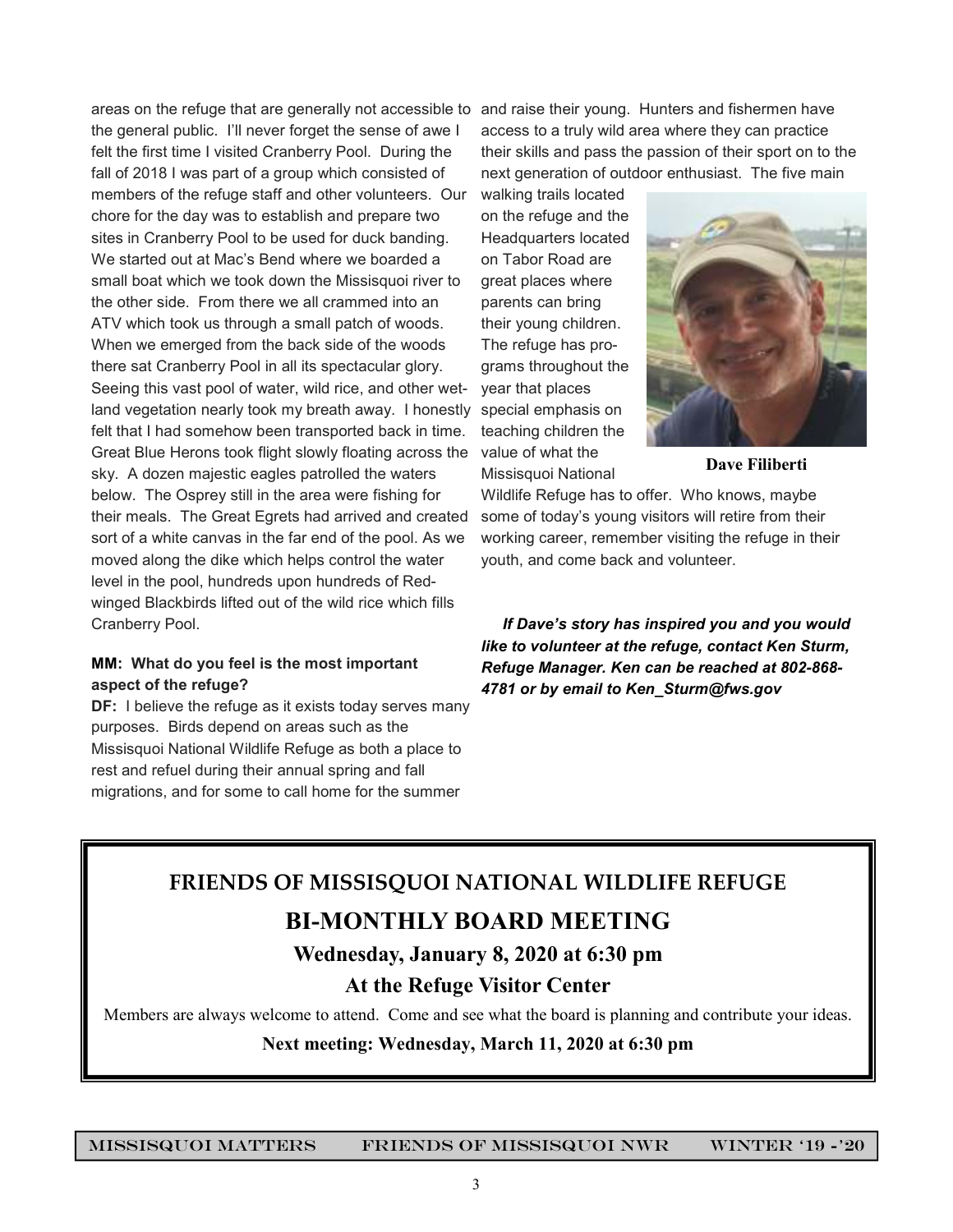areas on the refuge that are generally not accessible to the general public. I'll never forget the sense of awe I felt the first time I visited Cranberry Pool. During the fall of 2018 I was part of a group which consisted of members of the refuge staff and other volunteers. Our chore for the day was to establish and prepare two sites in Cranberry Pool to be used for duck banding. We started out at Mac's Bend where we boarded a small boat which we took down the Missisquoi river to the other side. From there we all crammed into an ATV which took us through a small patch of woods. When we emerged from the back side of the woods there sat Cranberry Pool in all its spectacular glory. Seeing this vast pool of water, wild rice, and other wetland vegetation nearly took my breath away. I honestly felt that I had somehow been transported back in time. Great Blue Herons took flight slowly floating across the sky. A dozen majestic eagles patrolled the waters below. The Osprey still in the area were fishing for their meals. The Great Egrets had arrived and created sort of a white canvas in the far end of the pool. As we moved along the dike which helps control the water level in the pool, hundreds upon hundreds of Red-winged Blackbirds lifted out of the wild rice which fills Cranberry Pool.

**MM: What do you feel is the most important aspect of the refuge?**

**DF:** I believe the refuge as it exists today serves many purposes. Birds depend on areas such as the Missisquoi National Wildlife Refuge as both a place to rest and refuel during their annual spring and fall migrations, and for some to call home for the summer and raise their young. Hunters and fishermen have access to a truly wild area where they can practice their skills and pass the passion of their sport on to the next generation of outdoor enthusiast. The five main walking trails located on the refuge and the Headquarters located on Tabor Road are great places where parents can bring their young children. The refuge has programs throughout the year that places special emphasis on teaching children the value of what the Missisquoi National Wildlife Refuge has to offer. Who knows, maybe some of today's young visitors will retire from their working career, remember visiting the refuge in their youth, and come back and volunteer.

**Dave Filiberti**

***If Dave's story has inspired you and you would like to volunteer at the refuge, contact Ken Sturm, Refuge Manager. Ken can be reached at 802-868-4781 or by email to Ken_Sturm@fws.gov***

## FRIENDS OF MISSISQUOI NATIONAL WILDLIFE REFUGE

## BI-MONTHLY BOARD MEETING

### Wednesday, January 8, 2020 at 6:30 pm

### At the Refuge Visitor Center

Members are always welcome to attend. Come and see what the board is planning and contribute your ideas.

**Next meeting: Wednesday, March 11, 2020 at 6:30 pm**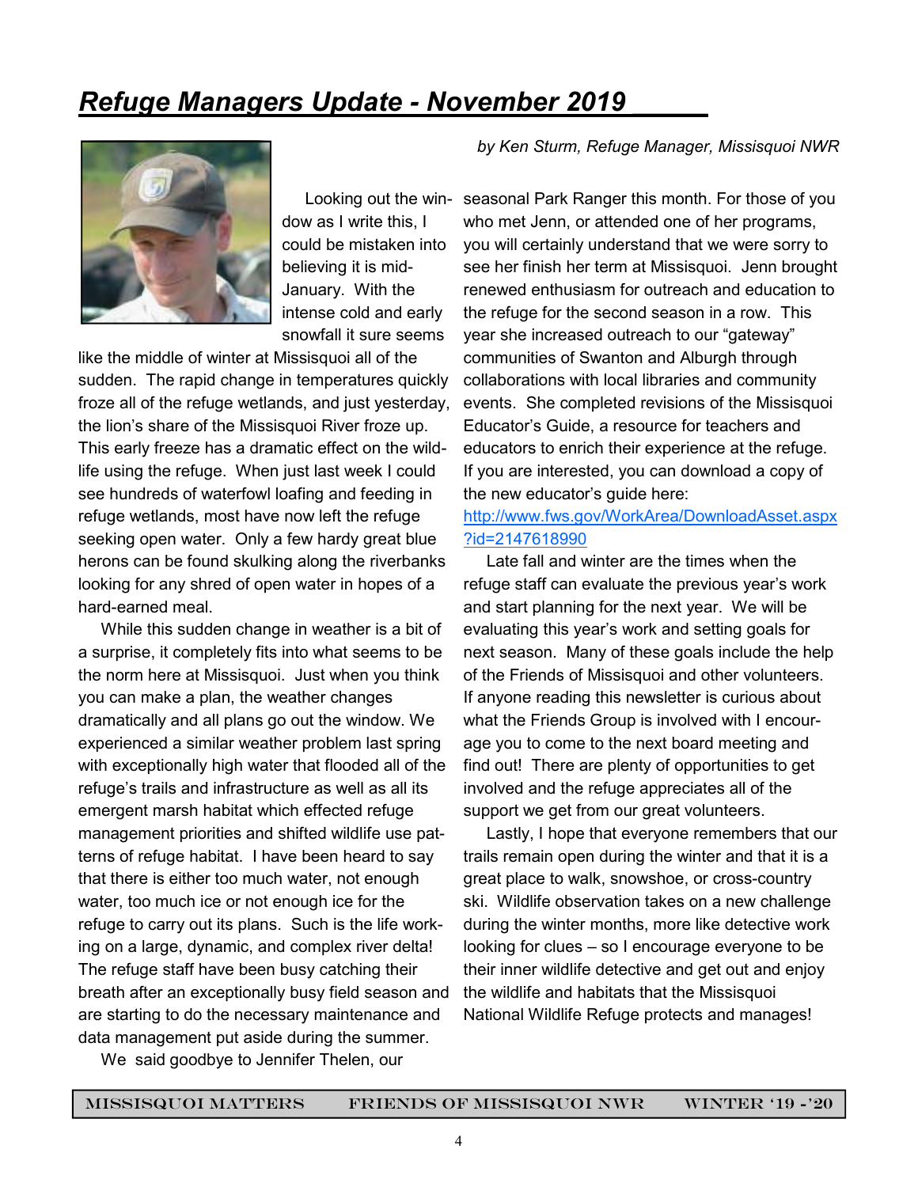# *Refuge Managers Update - November 2019*

*by Ken Sturm, Refuge Manager, Missisquoi NWR*

Looking out the window as I write this, I could be mistaken into believing it is mid-January. With the intense cold and early snowfall it sure seems like the middle of winter at Missisquoi all of the sudden. The rapid change in temperatures quickly froze all of the refuge wetlands, and just yesterday, the lion's share of the Missisquoi River froze up. This early freeze has a dramatic effect on the wildlife using the refuge. When just last week I could see hundreds of waterfowl loafing and feeding in refuge wetlands, most have now left the refuge seeking open water. Only a few hardy great blue herons can be found skulking along the riverbanks looking for any shred of open water in hopes of a hard-earned meal.

While this sudden change in weather is a bit of a surprise, it completely fits into what seems to be the norm here at Missisquoi. Just when you think you can make a plan, the weather changes dramatically and all plans go out the window. We experienced a similar weather problem last spring with exceptionally high water that flooded all of the refuge's trails and infrastructure as well as all its emergent marsh habitat which effected refuge management priorities and shifted wildlife use patterns of refuge habitat. I have been heard to say that there is either too much water, not enough water, too much ice or not enough ice for the refuge to carry out its plans. Such is the life working on a large, dynamic, and complex river delta! The refuge staff have been busy catching their breath after an exceptionally busy field season and are starting to do the necessary maintenance and data management put aside during the summer.

We said goodbye to Jennifer Thelen, our seasonal Park Ranger this month. For those of you who met Jenn, or attended one of her programs, you will certainly understand that we were sorry to see her finish her term at Missisquoi. Jenn brought renewed enthusiasm for outreach and education to the refuge for the second season in a row. This year she increased outreach to our "gateway" communities of Swanton and Alburgh through collaborations with local libraries and community events. She completed revisions of the Missisquoi Educator's Guide, a resource for teachers and educators to enrich their experience at the refuge. If you are interested, you can download a copy of the new educator's guide here: [http://www.fws.gov/WorkArea/DownloadAsset.aspx?id=2147618990](http://www.fws.gov/WorkArea/DownloadAsset.aspx?id=2147618990)

Late fall and winter are the times when the refuge staff can evaluate the previous year's work and start planning for the next year. We will be evaluating this year's work and setting goals for next season. Many of these goals include the help of the Friends of Missisquoi and other volunteers. If anyone reading this newsletter is curious about what the Friends Group is involved with I encourage you to come to the next board meeting and find out! There are plenty of opportunities to get involved and the refuge appreciates all of the support we get from our great volunteers.

Lastly, I hope that everyone remembers that our trails remain open during the winter and that it is a great place to walk, snowshoe, or cross-country ski. Wildlife observation takes on a new challenge during the winter months, more like detective work looking for clues – so I encourage everyone to be their inner wildlife detective and get out and enjoy the wildlife and habitats that the Missisquoi National Wildlife Refuge protects and manages!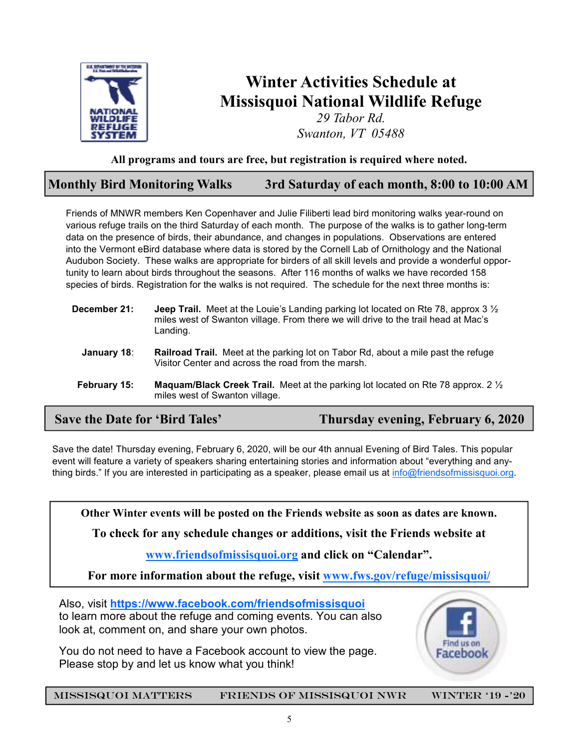# Winter Activities Schedule at Missisquoi National Wildlife Refuge

*29 Tabor Rd.*
*Swanton, VT 05488*

**All programs and tours are free, but registration is required where noted.**

## Monthly Bird Monitoring Walks — 3rd Saturday of each month, 8:00 to 10:00 AM

Friends of MNWR members Ken Copenhaver and Julie Filiberti lead bird monitoring walks year-round on various refuge trails on the third Saturday of each month. The purpose of the walks is to gather long-term data on the presence of birds, their abundance, and changes in populations. Observations are entered into the Vermont eBird database where data is stored by the Cornell Lab of Ornithology and the National Audubon Society. These walks are appropriate for birders of all skill levels and provide a wonderful opportunity to learn about birds throughout the seasons. After 116 months of walks we have recorded 158 species of birds. Registration for the walks is not required. The schedule for the next three months is:

**December 21:** **Jeep Trail.** Meet at the Louie's Landing parking lot located on Rte 78, approx 3 ½ miles west of Swanton village. From there we will drive to the trail head at Mac's Landing.

**January 18:** **Railroad Trail.** Meet at the parking lot on Tabor Rd, about a mile past the refuge Visitor Center and across the road from the marsh.

**February 15:** **Maquam/Black Creek Trail.** Meet at the parking lot located on Rte 78 approx. 2 ½ miles west of Swanton village.

## Save the Date for 'Bird Tales' — Thursday evening, February 6, 2020

Save the date! Thursday evening, February 6, 2020, will be our 4th annual Evening of Bird Tales. This popular event will feature a variety of speakers sharing entertaining stories and information about "everything and anything birds." If you are interested in participating as a speaker, please email us at info@friendsofmissisquoi.org.

**Other Winter events will be posted on the Friends website as soon as dates are known.**

**To check for any schedule changes or additions, visit the Friends website at**

**www.friendsofmissisquoi.org and click on "Calendar".**

**For more information about the refuge, visit www.fws.gov/refuge/missisquoi/**

Also, visit **https://www.facebook.com/friendsofmissisquoi** to learn more about the refuge and coming events. You can also look at, comment on, and share your own photos.

You do not need to have a Facebook account to view the page. Please stop by and let us know what you think!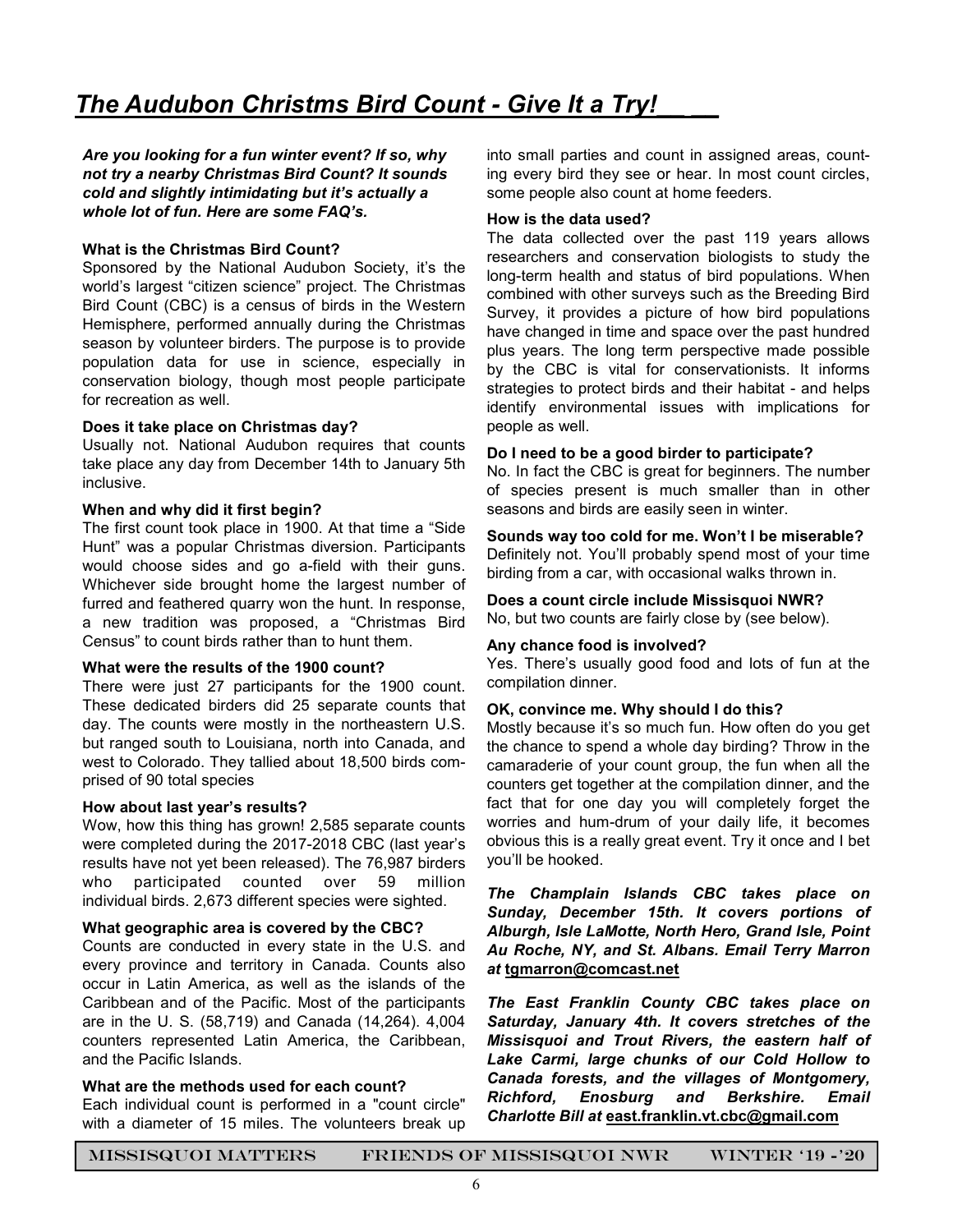# *The Audubon Christms Bird Count - Give It a Try!*

***Are you looking for a fun winter event? If so, why not try a nearby Christmas Bird Count? It sounds cold and slightly intimidating but it's actually a whole lot of fun. Here are some FAQ's.***

**What is the Christmas Bird Count?**

Sponsored by the National Audubon Society, it's the world's largest "citizen science" project. The Christmas Bird Count (CBC) is a census of birds in the Western Hemisphere, performed annually during the Christmas season by volunteer birders. The purpose is to provide population data for use in science, especially in conservation biology, though most people participate for recreation as well.

**Does it take place on Christmas day?**

Usually not. National Audubon requires that counts take place any day from December 14th to January 5th inclusive.

**When and why did it first begin?**

The first count took place in 1900. At that time a "Side Hunt" was a popular Christmas diversion. Participants would choose sides and go a-field with their guns. Whichever side brought home the largest number of furred and feathered quarry won the hunt. In response, a new tradition was proposed, a "Christmas Bird Census" to count birds rather than to hunt them.

**What were the results of the 1900 count?**

There were just 27 participants for the 1900 count. These dedicated birders did 25 separate counts that day. The counts were mostly in the northeastern U.S. but ranged south to Louisiana, north into Canada, and west to Colorado. They tallied about 18,500 birds comprised of 90 total species

**How about last year's results?**

Wow, how this thing has grown! 2,585 separate counts were completed during the 2017-2018 CBC (last year's results have not yet been released). The 76,987 birders who participated counted over 59 million individual birds. 2,673 different species were sighted.

**What geographic area is covered by the CBC?**

Counts are conducted in every state in the U.S. and every province and territory in Canada. Counts also occur in Latin America, as well as the islands of the Caribbean and of the Pacific. Most of the participants are in the U. S. (58,719) and Canada (14,264). 4,004 counters represented Latin America, the Caribbean, and the Pacific Islands.

**What are the methods used for each count?**

Each individual count is performed in a "count circle" with a diameter of 15 miles. The volunteers break up into small parties and count in assigned areas, counting every bird they see or hear. In most count circles, some people also count at home feeders.

**How is the data used?**

The data collected over the past 119 years allows researchers and conservation biologists to study the long-term health and status of bird populations. When combined with other surveys such as the Breeding Bird Survey, it provides a picture of how bird populations have changed in time and space over the past hundred plus years. The long term perspective made possible by the CBC is vital for conservationists. It informs strategies to protect birds and their habitat - and helps identify environmental issues with implications for people as well.

**Do I need to be a good birder to participate?**

No. In fact the CBC is great for beginners. The number of species present is much smaller than in other seasons and birds are easily seen in winter.

**Sounds way too cold for me. Won't I be miserable?**

Definitely not. You'll probably spend most of your time birding from a car, with occasional walks thrown in.

**Does a count circle include Missisquoi NWR?**

No, but two counts are fairly close by (see below).

**Any chance food is involved?**

Yes. There's usually good food and lots of fun at the compilation dinner.

**OK, convince me. Why should I do this?**

Mostly because it's so much fun. How often do you get the chance to spend a whole day birding? Throw in the camaraderie of your count group, the fun when all the counters get together at the compilation dinner, and the fact that for one day you will completely forget the worries and hum-drum of your daily life, it becomes obvious this is a really great event. Try it once and I bet you'll be hooked.

***The Champlain Islands CBC takes place on Sunday, December 15th. It covers portions of Alburgh, Isle LaMotte, North Hero, Grand Isle, Point Au Roche, NY, and St. Albans. Email Terry Marron at* tgmarron@comcast.net**

***The East Franklin County CBC takes place on Saturday, January 4th. It covers stretches of the Missisquoi and Trout Rivers, the eastern half of Lake Carmi, large chunks of our Cold Hollow to Canada forests, and the villages of Montgomery, Richford, Enosburg and Berkshire. Email Charlotte Bill at* east.franklin.vt.cbc@gmail.com**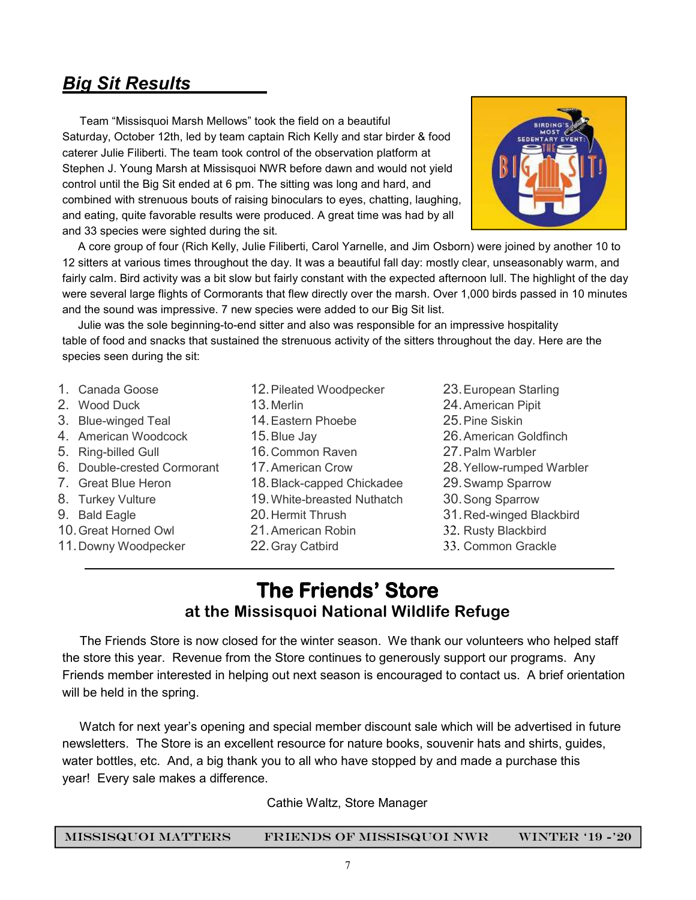## *Big Sit Results*

Team "Missisquoi Marsh Mellows" took the field on a beautiful Saturday, October 12th, led by team captain Rich Kelly and star birder & food caterer Julie Filiberti. The team took control of the observation platform at Stephen J. Young Marsh at Missisquoi NWR before dawn and would not yield control until the Big Sit ended at 6 pm. The sitting was long and hard, and combined with strenuous bouts of raising binoculars to eyes, chatting, laughing, and eating, quite favorable results were produced. A great time was had by all and 33 species were sighted during the sit.

A core group of four (Rich Kelly, Julie Filiberti, Carol Yarnelle, and Jim Osborn) were joined by another 10 to 12 sitters at various times throughout the day. It was a beautiful fall day: mostly clear, unseasonably warm, and fairly calm. Bird activity was a bit slow but fairly constant with the expected afternoon lull. The highlight of the day were several large flights of Cormorants that flew directly over the marsh. Over 1,000 birds passed in 10 minutes and the sound was impressive. 7 new species were added to our Big Sit list.

Julie was the sole beginning-to-end sitter and also was responsible for an impressive hospitality table of food and snacks that sustained the strenuous activity of the sitters throughout the day. Here are the species seen during the sit:

1. Canada Goose
2. Wood Duck
3. Blue-winged Teal
4. American Woodcock
5. Ring-billed Gull
6. Double-crested Cormorant
7. Great Blue Heron
8. Turkey Vulture
9. Bald Eagle
10. Great Horned Owl
11. Downy Woodpecker
12. Pileated Woodpecker
13. Merlin
14. Eastern Phoebe
15. Blue Jay
16. Common Raven
17. American Crow
18. Black-capped Chickadee
19. White-breasted Nuthatch
20. Hermit Thrush
21. American Robin
22. Gray Catbird
23. European Starling
24. American Pipit
25. Pine Siskin
26. American Goldfinch
27. Palm Warbler
28. Yellow-rumped Warbler
29. Swamp Sparrow
30. Song Sparrow
31. Red-winged Blackbird
32. Rusty Blackbird
33. Common Grackle

---

# The Friends' Store

### at the Missisquoi National Wildlife Refuge

The Friends Store is now closed for the winter season. We thank our volunteers who helped staff the store this year. Revenue from the Store continues to generously support our programs. Any Friends member interested in helping out next season is encouraged to contact us. A brief orientation will be held in the spring.

Watch for next year's opening and special member discount sale which will be advertised in future newsletters. The Store is an excellent resource for nature books, souvenir hats and shirts, guides, water bottles, etc. And, a big thank you to all who have stopped by and made a purchase this year! Every sale makes a difference.

Cathie Waltz, Store Manager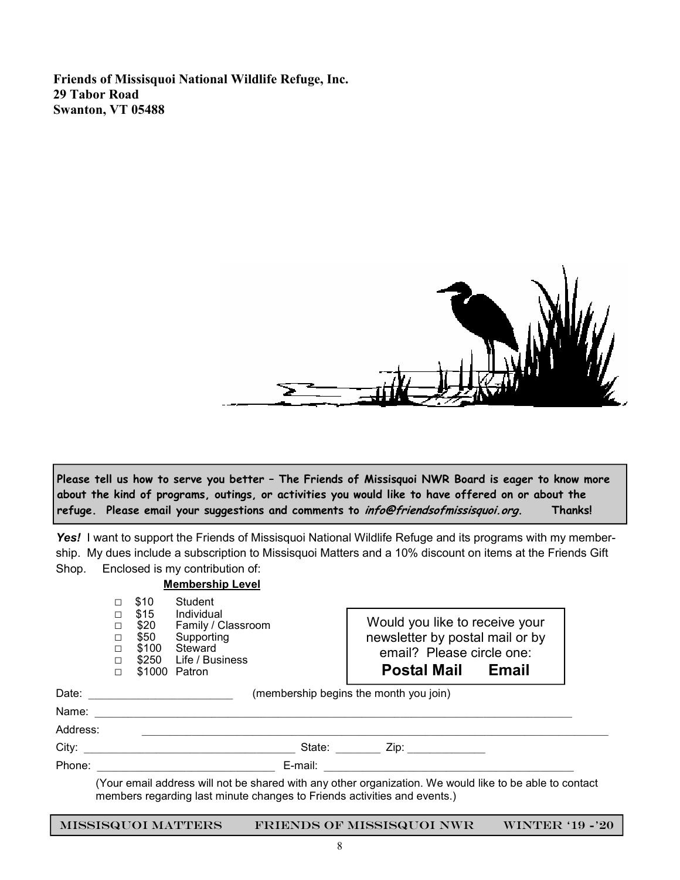**Friends of Missisquoi National Wildlife Refuge, Inc.**
**29 Tabor Road**
**Swanton, VT 05488**

**Please tell us how to serve you better – The Friends of Missisquoi NWR Board is eager to know more about the kind of programs, outings, or activities you would like to have offered on or about the refuge. Please email your suggestions and comments to *info@friendsofmissisquoi.org*. Thanks!**

***Yes!*** I want to support the Friends of Missisquoi National Wildlife Refuge and its programs with my membership. My dues include a subscription to Missisquoi Matters and a 10% discount on items at the Friends Gift Shop. Enclosed is my contribution of:

**Membership Level**

- □ $10 Student
- □ $15 Individual
- □ $20 Family / Classroom
- □ $50 Supporting
- □ $100 Steward
- □ $250 Life / Business
- □ $1000 Patron

Would you like to receive your newsletter by postal mail or by email? Please circle one:
**Postal Mail Email**

Date: ________________________ (membership begins the month you join)

Name: ____________________________________________________________

Address: __________________________________________________________

City: ______________________________ State: _______ Zip: ____________

Phone: _________________________ E-mail: ______________________________

(Your email address will not be shared with any other organization. We would like to be able to contact members regarding last minute changes to Friends activities and events.)